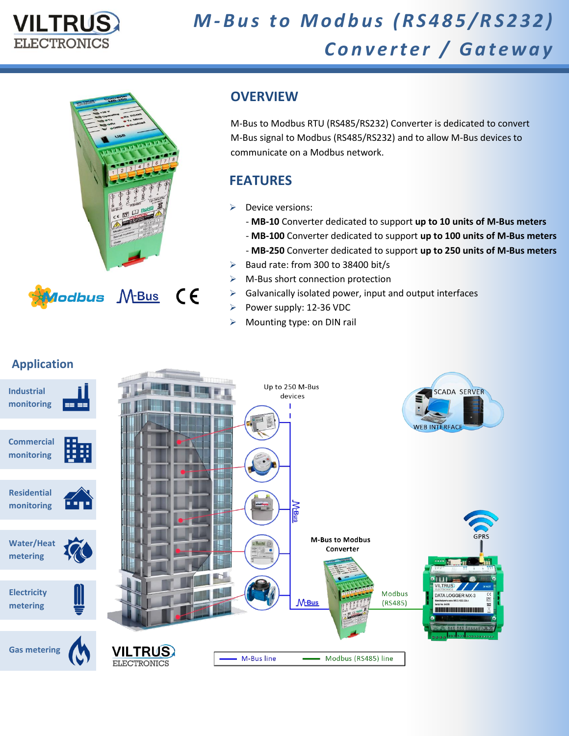# M-Bus to Modbus (RS485/RS232) Converter / Gateway

## OVERVIEW

M-Bus to Modbus RTU (RS485/RS232) Converter is dedicated to convert M-Bus signal to Modbus (RS485/RS232) and to allow M-Bus devices to communicate on a Modbus network.

## FEATURES

- Device versions:
  - **MB-10** Converter dedicated to support **up to 10 units of M-Bus meters**
  - **MB-100** Converter dedicated to support **up to 100 units of M-Bus meters**
  - **MB-250** Converter dedicated to support **up to 250 units of M-Bus meters**
- Baud rate: from 300 to 38400 bit/s
- M-Bus short connection protection
- Galvanically isolated power, input and output interfaces
- Power supply: 12-36 VDC
- Mounting type: on DIN rail

## Application

- Industrial monitoring
- Commercial monitoring
- Residential monitoring
- Water/Heat metering
- Electricity metering
- Gas metering

Up to 250 M-Bus devices

SCADA SERVER

WEB INTERFACE

GPRS

M-Bus to Modbus Converter

Modbus (RS485)

M-Bus line — Modbus (RS485) line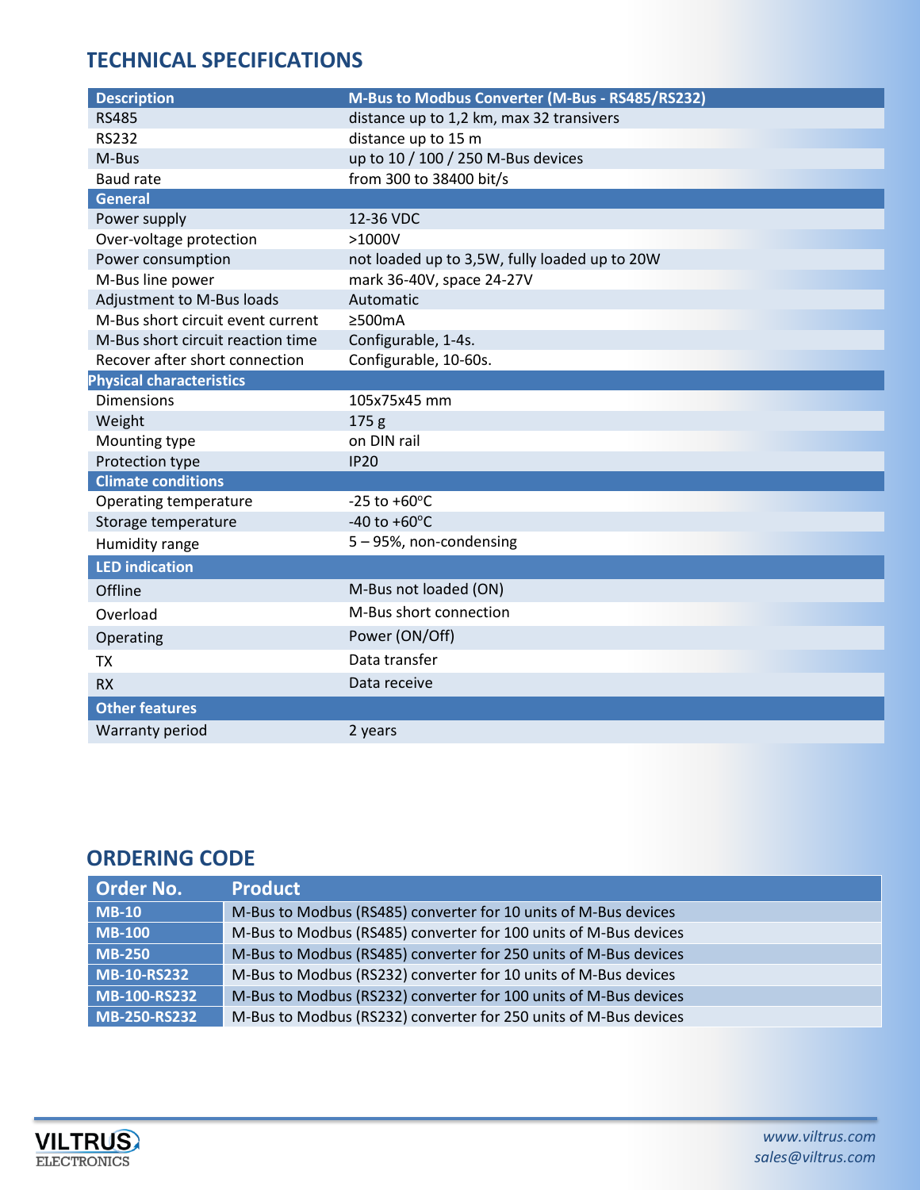## TECHNICAL SPECIFICATIONS

| Description | M-Bus to Modbus Converter (M-Bus - RS485/RS232) |
|---|---|
| RS485 | distance up to 1,2 km, max 32 transivers |
| RS232 | distance up to 15 m |
| M-Bus | up to 10 / 100 / 250 M-Bus devices |
| Baud rate | from 300 to 38400 bit/s |
| **General** | |
| Power supply | 12-36 VDC |
| Over-voltage protection | >1000V |
| Power consumption | not loaded up to 3,5W, fully loaded up to 20W |
| M-Bus line power | mark 36-40V, space 24-27V |
| Adjustment to M-Bus loads | Automatic |
| M-Bus short circuit event current | ≥500mA |
| M-Bus short circuit reaction time | Configurable, 1-4s. |
| Recover after short connection | Configurable, 10-60s. |
| **Physical characteristics** | |
| Dimensions | 105x75x45 mm |
| Weight | 175 g |
| Mounting type | on DIN rail |
| Protection type | IP20 |
| **Climate conditions** | |
| Operating temperature | -25 to +60°C |
| Storage temperature | -40 to +60°C |
| Humidity range | 5 – 95%, non-condensing |
| **LED indication** | |
| Offline | M-Bus not loaded (ON) |
| Overload | M-Bus short connection |
| Operating | Power (ON/Off) |
| TX | Data transfer |
| RX | Data receive |
| **Other features** | |
| Warranty period | 2 years |

## ORDERING CODE

| Order No. | Product |
|---|---|
| **MB-10** | M-Bus to Modbus (RS485) converter for 10 units of M-Bus devices |
| **MB-100** | M-Bus to Modbus (RS485) converter for 100 units of M-Bus devices |
| **MB-250** | M-Bus to Modbus (RS485) converter for 250 units of M-Bus devices |
| **MB-10-RS232** | M-Bus to Modbus (RS232) converter for 10 units of M-Bus devices |
| **MB-100-RS232** | M-Bus to Modbus (RS232) converter for 100 units of M-Bus devices |
| **MB-250-RS232** | M-Bus to Modbus (RS232) converter for 250 units of M-Bus devices |

VILTRUS ELECTRONICS

*www.viltrus.com*
*sales@viltrus.com*